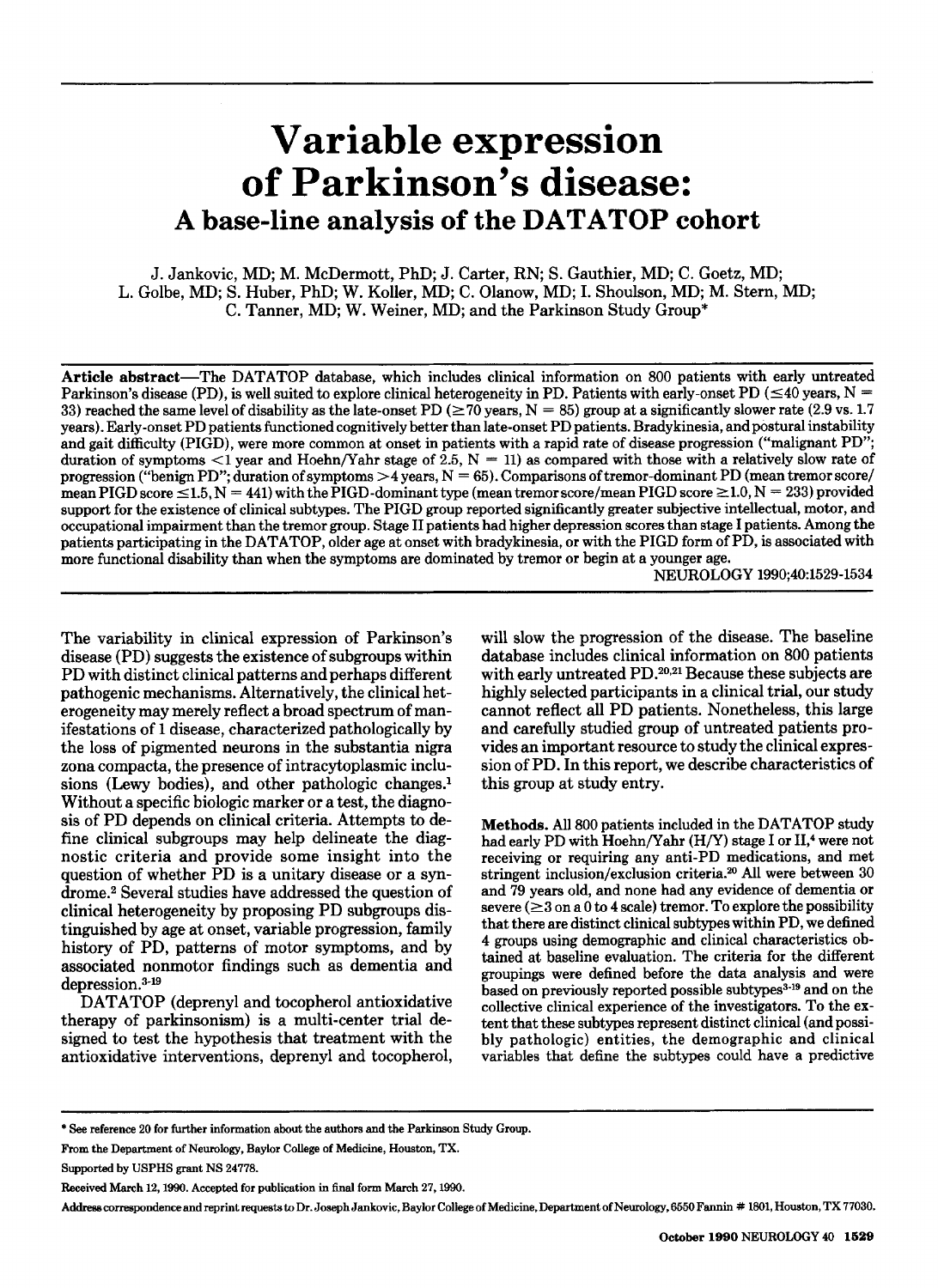# Variable expression of Parkinson's disease:

## A base-line analysis of the DATATOP cohort

J. Jankovic, MD; M. McDermott, PhD; J. Carter, RN; S. Gauthier, MD; C. Goetz, MD; L. Golbe, MD; S. Huber, PhD; W. Koller, MD; C. Olanow, MD; I. Shoulson, MD; M. Stern, MD; C. Tanner, MD; W. Weiner, MD; and the Parkinson Study Group*

**Article abstract**—The DATATOP database, which includes clinical information on 800 patients with early untreated Parkinson's disease (PD), is well suited to explore clinical heterogeneity in PD. Patients with early-onset PD ($\leq$40 years, N = 33) reached the same level of disability as the late-onset PD ($\geq$70 years, N = 85) group at a significantly slower rate (2.9 vs. 1.7 years). Early-onset PD patients functioned cognitively better than late-onset PD patients. Bradykinesia, and postural instability and gait difficulty (PIGD), were more common at onset in patients with a rapid rate of disease progression ("malignant PD"; duration of symptoms <1 year and Hoehn/Yahr stage of 2.5, N = 11) as compared with those with a relatively slow rate of progression ("benign PD"; duration of symptoms >4 years, N = 65). Comparisons of tremor-dominant PD (mean tremor score/mean PIGD score $\leq$1.5, N = 441) with the PIGD-dominant type (mean tremor score/mean PIGD score $\geq$1.0, N = 233) provided support for the existence of clinical subtypes. The PIGD group reported significantly greater subjective intellectual, motor, and occupational impairment than the tremor group. Stage II patients had higher depression scores than stage I patients. Among the patients participating in the DATATOP, older age at onset with bradykinesia, or with the PIGD form of PD, is associated with more functional disability than when the symptoms are dominated by tremor or begin at a younger age.

NEUROLOGY 1990;40:1529-1534

The variability in clinical expression of Parkinson's disease (PD) suggests the existence of subgroups within PD with distinct clinical patterns and perhaps different pathogenic mechanisms. Alternatively, the clinical heterogeneity may merely reflect a broad spectrum of manifestations of 1 disease, characterized pathologically by the loss of pigmented neurons in the substantia nigra zona compacta, the presence of intracytoplasmic inclusions (Lewy bodies), and other pathologic changes.[1] Without a specific biologic marker or a test, the diagnosis of PD depends on clinical criteria. Attempts to define clinical subgroups may help delineate the diagnostic criteria and provide some insight into the question of whether PD is a unitary disease or a syndrome.[2] Several studies have addressed the question of clinical heterogeneity by proposing PD subgroups distinguished by age at onset, variable progression, family history of PD, patterns of motor symptoms, and by associated nonmotor findings such as dementia and depression.[3-19]

DATATOP (deprenyl and tocopherol antioxidative therapy of parkinsonism) is a multi-center trial designed to test the hypothesis that treatment with the antioxidative interventions, deprenyl and tocopherol, will slow the progression of the disease. The baseline database includes clinical information on 800 patients with early untreated PD.[20,21] Because these subjects are highly selected participants in a clinical trial, our study cannot reflect all PD patients. Nonetheless, this large and carefully studied group of untreated patients provides an important resource to study the clinical expression of PD. In this report, we describe characteristics of this group at study entry.

**Methods.** All 800 patients included in the DATATOP study had early PD with Hoehn/Yahr (H/Y) stage I or II,[4] were not receiving or requiring any anti-PD medications, and met stringent inclusion/exclusion criteria.[20] All were between 30 and 79 years old, and none had any evidence of dementia or severe ($\geq$3 on a 0 to 4 scale) tremor. To explore the possibility that there are distinct clinical subtypes within PD, we defined 4 groups using demographic and clinical characteristics obtained at baseline evaluation. The criteria for the different groupings were defined before the data analysis and were based on previously reported possible subtypes[3-19] and on the collective clinical experience of the investigators. To the extent that these subtypes represent distinct clinical (and possibly pathologic) entities, the demographic and clinical variables that define the subtypes could have a predictive

* See reference 20 for further information about the authors and the Parkinson Study Group.

From the Department of Neurology, Baylor College of Medicine, Houston, TX.

Supported by USPHS grant NS 24778.

Received March 12, 1990. Accepted for publication in final form March 27, 1990.

Address correspondence and reprint requests to Dr. Joseph Jankovic, Baylor College of Medicine, Department of Neurology, 6550 Fannin # 1801, Houston, TX 77030.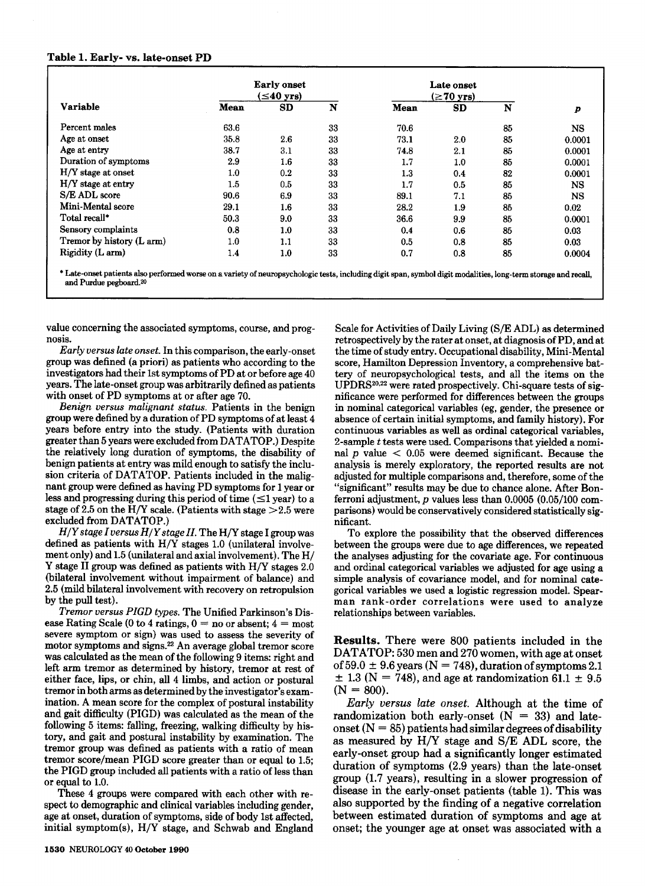**Table 1. Early- vs. late-onset PD**

| Variable | Early onset (≤40 yrs) Mean | SD | N | Late onset (≥70 yrs) Mean | SD | N | p |
|---|---|---|---|---|---|---|---|
| Percent males | 63.6 | | 33 | 70.6 | | 85 | NS |
| Age at onset | 35.8 | 2.6 | 33 | 73.1 | 2.0 | 85 | 0.0001 |
| Age at entry | 38.7 | 3.1 | 33 | 74.8 | 2.1 | 85 | 0.0001 |
| Duration of symptoms | 2.9 | 1.6 | 33 | 1.7 | 1.0 | 85 | 0.0001 |
| H/Y stage at onset | 1.0 | 0.2 | 33 | 1.3 | 0.4 | 82 | 0.0001 |
| H/Y stage at entry | 1.5 | 0.5 | 33 | 1.7 | 0.5 | 85 | NS |
| S/E ADL score | 90.6 | 6.9 | 33 | 89.1 | 7.1 | 85 | NS |
| Mini-Mental score | 29.1 | 1.6 | 33 | 28.2 | 1.9 | 85 | 0.02 |
| Total recall* | 50.3 | 9.0 | 33 | 36.6 | 9.9 | 85 | 0.0001 |
| Sensory complaints | 0.8 | 1.0 | 33 | 0.4 | 0.6 | 85 | 0.03 |
| Tremor by history (L arm) | 1.0 | 1.1 | 33 | 0.5 | 0.8 | 85 | 0.03 |
| Rigidity (L arm) | 1.4 | 1.0 | 33 | 0.7 | 0.8 | 85 | 0.0004 |

\* Late-onset patients also performed worse on a variety of neuropsychologic tests, including digit span, symbol digit modalities, long-term storage and recall, and Purdue pegboard.[20]

value concerning the associated symptoms, course, and prognosis.

*Early versus late onset.* In this comparison, the early-onset group was defined (a priori) as patients who according to the investigators had their 1st symptoms of PD at or before age 40 years. The late-onset group was arbitrarily defined as patients with onset of PD symptoms at or after age 70.

*Benign versus malignant status.* Patients in the benign group were defined by a duration of PD symptoms of at least 4 years before entry into the study. (Patients with duration greater than 5 years were excluded from DATATOP.) Despite the relatively long duration of symptoms, the disability of benign patients at entry was mild enough to satisfy the inclusion criteria of DATATOP. Patients included in the malignant group were defined as having PD symptoms for 1 year or less and progressing during this period of time (≤1 year) to a stage of 2.5 on the H/Y scale. (Patients with stage >2.5 were excluded from DATATOP.)

*H/Y stage I versus H/Y stage II.* The H/Y stage I group was defined as patients with H/Y stages 1.0 (unilateral involvement only) and 1.5 (unilateral and axial involvement). The H/Y stage II group was defined as patients with H/Y stages 2.0 (bilateral involvement without impairment of balance) and 2.5 (mild bilateral involvement with recovery on retropulsion by the pull test).

*Tremor versus PIGD types.* The Unified Parkinson's Disease Rating Scale (0 to 4 ratings, 0 = no or absent; 4 = most severe symptom or sign) was used to assess the severity of motor symptoms and signs.[22] An average global tremor score was calculated as the mean of the following 9 items: right and left arm tremor as determined by history, tremor at rest of either face, lips, or chin, all 4 limbs, and action or postural tremor in both arms as determined by the investigator's examination. A mean score for the complex of postural instability and gait difficulty (PIGD) was calculated as the mean of the following 5 items: falling, freezing, walking difficulty by history, and gait and postural instability by examination. The tremor group was defined as patients with a ratio of mean tremor score/mean PIGD score greater than or equal to 1.5; the PIGD group included all patients with a ratio of less than or equal to 1.0.

These 4 groups were compared with each other with respect to demographic and clinical variables including gender, age at onset, duration of symptoms, side of body 1st affected, initial symptom(s), H/Y stage, and Schwab and England Scale for Activities of Daily Living (S/E ADL) as determined retrospectively by the rater at onset, at diagnosis of PD, and at the time of study entry. Occupational disability, Mini-Mental score, Hamilton Depression Inventory, a comprehensive battery of neuropsychological tests, and all the items on the UPDRS[20,22] were rated prospectively. Chi-square tests of significance were performed for differences between the groups in nominal categorical variables (eg, gender, the presence or absence of certain initial symptoms, and family history). For continuous variables as well as ordinal categorical variables, 2-sample t tests were used. Comparisons that yielded a nominal p value < 0.05 were deemed significant. Because the analysis is merely exploratory, the reported results are not adjusted for multiple comparisons and, therefore, some of the "significant" results may be due to chance alone. After Bonferroni adjustment, p values less than 0.0005 (0.05/100 comparisons) would be conservatively considered statistically significant.

To explore the possibility that the observed differences between the groups were due to age differences, we repeated the analyses adjusting for the covariate age. For continuous and ordinal categorical variables we adjusted for age using a simple analysis of covariance model, and for nominal categorical variables we used a logistic regression model. Spearman rank-order correlations were used to analyze relationships between variables.

**Results.** There were 800 patients included in the DATATOP: 530 men and 270 women, with age at onset of 59.0 ± 9.6 years (N = 748), duration of symptoms 2.1 ± 1.3 (N = 748), and age at randomization 61.1 ± 9.5 (N = 800).

*Early versus late onset.* Although at the time of randomization both early-onset (N = 33) and late-onset (N = 85) patients had similar degrees of disability as measured by H/Y stage and S/E ADL score, the early-onset group had a significantly longer estimated duration of symptoms (2.9 years) than the late-onset group (1.7 years), resulting in a slower progression of disease in the early-onset patients (table 1). This was also supported by the finding of a negative correlation between estimated duration of symptoms and age at onset; the younger age at onset was associated with a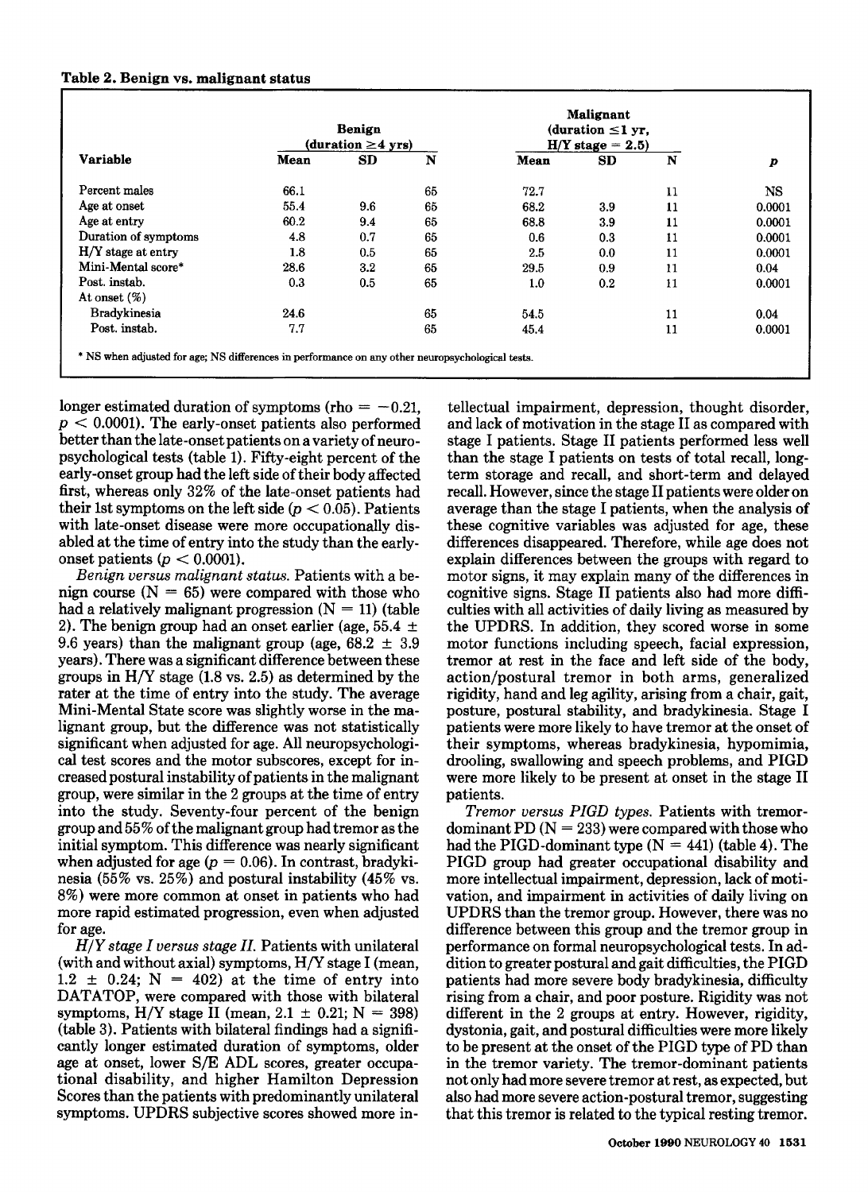**Table 2. Benign vs. malignant status**

| Variable | Benign (duration ≥4 yrs) | | | Malignant (duration ≤1 yr, H/Y stage = 2.5) | | | p |
|---|---|---|---|---|---|---|---|
| | Mean | SD | N | Mean | SD | N | |
| Percent males | 66.1 | | 65 | 72.7 | | 11 | NS |
| Age at onset | 55.4 | 9.6 | 65 | 68.2 | 3.9 | 11 | 0.0001 |
| Age at entry | 60.2 | 9.4 | 65 | 68.8 | 3.9 | 11 | 0.0001 |
| Duration of symptoms | 4.8 | 0.7 | 65 | 0.6 | 0.3 | 11 | 0.0001 |
| H/Y stage at entry | 1.8 | 0.5 | 65 | 2.5 | 0.0 | 11 | 0.0001 |
| Mini-Mental score* | 28.6 | 3.2 | 65 | 29.5 | 0.9 | 11 | 0.04 |
| Post. instab. | 0.3 | 0.5 | 65 | 1.0 | 0.2 | 11 | 0.0001 |
| At onset (%) | | | | | | | |
| Bradykinesia | 24.6 | | 65 | 54.5 | | 11 | 0.04 |
| Post. instab. | 7.7 | | 65 | 45.4 | | 11 | 0.0001 |

\* NS when adjusted for age; NS differences in performance on any other neuropsychological tests.

longer estimated duration of symptoms (rho = −0.21, $p < 0.0001$). The early-onset patients also performed better than the late-onset patients on a variety of neuropsychological tests (table 1). Fifty-eight percent of the early-onset group had the left side of their body affected first, whereas only 32% of the late-onset patients had their 1st symptoms on the left side ($p < 0.05$). Patients with late-onset disease were more occupationally disabled at the time of entry into the study than the early-onset patients ($p < 0.0001$).

*Benign versus malignant status.* Patients with a benign course (N = 65) were compared with those who had a relatively malignant progression (N = 11) (table 2). The benign group had an onset earlier (age, 55.4 ± 9.6 years) than the malignant group (age, 68.2 ± 3.9 years). There was a significant difference between these groups in H/Y stage (1.8 vs. 2.5) as determined by the rater at the time of entry into the study. The average Mini-Mental State score was slightly worse in the malignant group, but the difference was not statistically significant when adjusted for age. All neuropsychological test scores and the motor subscores, except for increased postural instability of patients in the malignant group, were similar in the 2 groups at the time of entry into the study. Seventy-four percent of the benign group and 55% of the malignant group had tremor as the initial symptom. This difference was nearly significant when adjusted for age ($p = 0.06$). In contrast, bradykinesia (55% vs. 25%) and postural instability (45% vs. 8%) were more common at onset in patients who had more rapid estimated progression, even when adjusted for age.

*H/Y stage I versus stage II.* Patients with unilateral (with and without axial) symptoms, H/Y stage I (mean, 1.2 ± 0.24; N = 402) at the time of entry into DATATOP, were compared with those with bilateral symptoms, H/Y stage II (mean, 2.1 ± 0.21; N = 398) (table 3). Patients with bilateral findings had a significantly longer estimated duration of symptoms, older age at onset, lower S/E ADL scores, greater occupational disability, and higher Hamilton Depression Scores than the patients with predominantly unilateral symptoms. UPDRS subjective scores showed more intellectual impairment, depression, thought disorder, and lack of motivation in the stage II as compared with stage I patients. Stage II patients performed less well than the stage I patients on tests of total recall, long-term storage and recall, and short-term and delayed recall. However, since the stage II patients were older on average than the stage I patients, when the analysis of these cognitive variables was adjusted for age, these differences disappeared. Therefore, while age does not explain differences between the groups with regard to motor signs, it may explain many of the differences in cognitive signs. Stage II patients also had more difficulties with all activities of daily living as measured by the UPDRS. In addition, they scored worse in some motor functions including speech, facial expression, tremor at rest in the face and left side of the body, action/postural tremor in both arms, generalized rigidity, hand and leg agility, arising from a chair, gait, posture, postural stability, and bradykinesia. Stage I patients were more likely to have tremor at the onset of their symptoms, whereas bradykinesia, hypomimia, drooling, swallowing and speech problems, and PIGD were more likely to be present at onset in the stage II patients.

*Tremor versus PIGD types.* Patients with tremor-dominant PD (N = 233) were compared with those who had the PIGD-dominant type (N = 441) (table 4). The PIGD group had greater occupational disability and more intellectual impairment, depression, lack of motivation, and impairment in activities of daily living on UPDRS than the tremor group. However, there was no difference between this group and the tremor group in performance on formal neuropsychological tests. In addition to greater postural and gait difficulties, the PIGD patients had more severe body bradykinesia, difficulty rising from a chair, and poor posture. Rigidity was not different in the 2 groups at entry. However, rigidity, dystonia, gait, and postural difficulties were more likely to be present at the onset of the PIGD type of PD than in the tremor variety. The tremor-dominant patients not only had more severe tremor at rest, as expected, but also had more severe action-postural tremor, suggesting that this tremor is related to the typical resting tremor.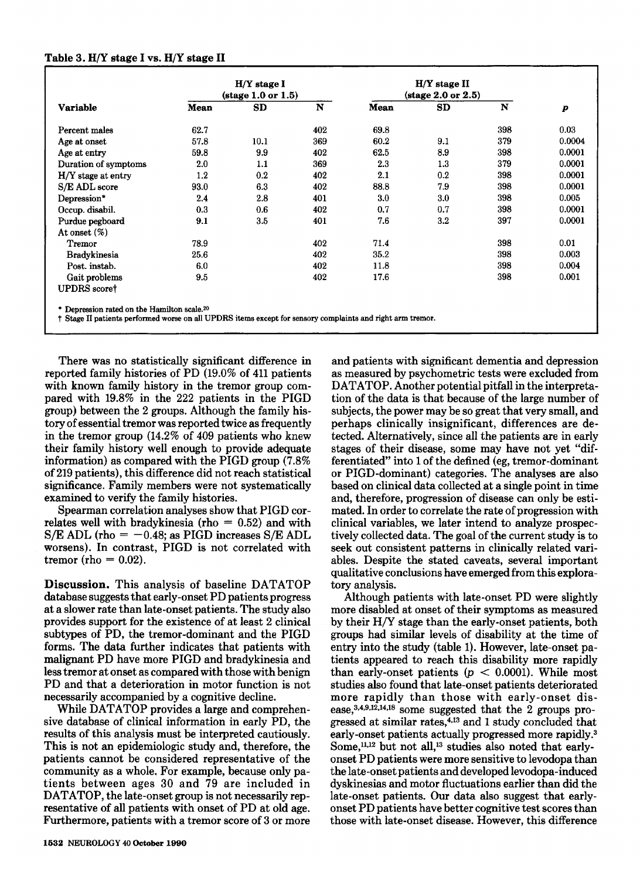**Table 3. H/Y stage I vs. H/Y stage II**

| Variable | H/Y stage I (stage 1.0 or 1.5) | | | H/Y stage II (stage 2.0 or 2.5) | | | |
|---|---|---|---|---|---|---|---|
| | Mean | SD | N | Mean | SD | N | p |
| Percent males | 62.7 | | 402 | 69.8 | | 398 | 0.03 |
| Age at onset | 57.8 | 10.1 | 369 | 60.2 | 9.1 | 379 | 0.0004 |
| Age at entry | 59.8 | 9.9 | 402 | 62.5 | 8.9 | 398 | 0.0001 |
| Duration of symptoms | 2.0 | 1.1 | 369 | 2.3 | 1.3 | 379 | 0.0001 |
| H/Y stage at entry | 1.2 | 0.2 | 402 | 2.1 | 0.2 | 398 | 0.0001 |
| S/E ADL score | 93.0 | 6.3 | 402 | 88.8 | 7.9 | 398 | 0.0001 |
| Depression* | 2.4 | 2.8 | 401 | 3.0 | 3.0 | 398 | 0.005 |
| Occup. disabil. | 0.3 | 0.6 | 402 | 0.7 | 0.7 | 398 | 0.0001 |
| Purdue pegboard | 9.1 | 3.5 | 401 | 7.6 | 3.2 | 397 | 0.0001 |
| At onset (%) | | | | | | | |
| Tremor | 78.9 | | 402 | 71.4 | | 398 | 0.01 |
| Bradykinesia | 25.6 | | 402 | 35.2 | | 398 | 0.003 |
| Post. instab. | 6.0 | | 402 | 11.8 | | 398 | 0.004 |
| Gait problems | 9.5 | | 402 | 17.6 | | 398 | 0.001 |
| UPDRS score† | | | | | | | |

\* Depression rated on the Hamilton scale.[20]

† Stage II patients performed worse on all UPDRS items except for sensory complaints and right arm tremor.

There was no statistically significant difference in reported family histories of PD (19.0% of 411 patients with known family history in the tremor group compared with 19.8% in the 222 patients in the PIGD group) between the 2 groups. Although the family history of essential tremor was reported twice as frequently in the tremor group (14.2% of 409 patients who knew their family history well enough to provide adequate information) as compared with the PIGD group (7.8% of 219 patients), this difference did not reach statistical significance. Family members were not systematically examined to verify the family histories.

Spearman correlation analyses show that PIGD correlates well with bradykinesia (rho = 0.52) and with S/E ADL (rho = −0.48; as PIGD increases S/E ADL worsens). In contrast, PIGD is not correlated with tremor (rho = 0.02).

**Discussion.** This analysis of baseline DATATOP database suggests that early-onset PD patients progress at a slower rate than late-onset patients. The study also provides support for the existence of at least 2 clinical subtypes of PD, the tremor-dominant and the PIGD forms. The data further indicates that patients with malignant PD have more PIGD and bradykinesia and less tremor at onset as compared with those with benign PD and that a deterioration in motor function is not necessarily accompanied by a cognitive decline.

While DATATOP provides a large and comprehensive database of clinical information in early PD, the results of this analysis must be interpreted cautiously. This is not an epidemiologic study and, therefore, the patients cannot be considered representative of the community as a whole. For example, because only patients between ages 30 and 79 are included in DATATOP, the late-onset group is not necessarily representative of all patients with onset of PD at old age. Furthermore, patients with a tremor score of 3 or more and patients with significant dementia and depression as measured by psychometric tests were excluded from DATATOP. Another potential pitfall in the interpretation of the data is that because of the large number of subjects, the power may be so great that very small, and perhaps clinically insignificant, differences are detected. Alternatively, since all the patients are in early stages of their disease, some may have not yet "differentiated" into 1 of the defined (eg, tremor-dominant or PIGD-dominant) categories. The analyses are also based on clinical data collected at a single point in time and, therefore, progression of disease can only be estimated. In order to correlate the rate of progression with clinical variables, we later intend to analyze prospectively collected data. The goal of the current study is to seek out consistent patterns in clinically related variables. Despite the stated caveats, several important qualitative conclusions have emerged from this exploratory analysis.

Although patients with late-onset PD were slightly more disabled at onset of their symptoms as measured by their H/Y stage than the early-onset patients, both groups had similar levels of disability at the time of entry into the study (table 1). However, late-onset patients appeared to reach this disability more rapidly than early-onset patients ($p < 0.0001$). While most studies also found that late-onset patients deteriorated more rapidly than those with early-onset disease,[3,4,9,12,14,18] some suggested that the 2 groups progressed at similar rates,[4,13] and 1 study concluded that early-onset patients actually progressed more rapidly.[3] Some,[11,12] but not all,[13] studies also noted that early-onset PD patients were more sensitive to levodopa than the late-onset patients and developed levodopa-induced dyskinesias and motor fluctuations earlier than did the late-onset patients. Our data also suggest that early-onset PD patients have better cognitive test scores than those with late-onset disease. However, this difference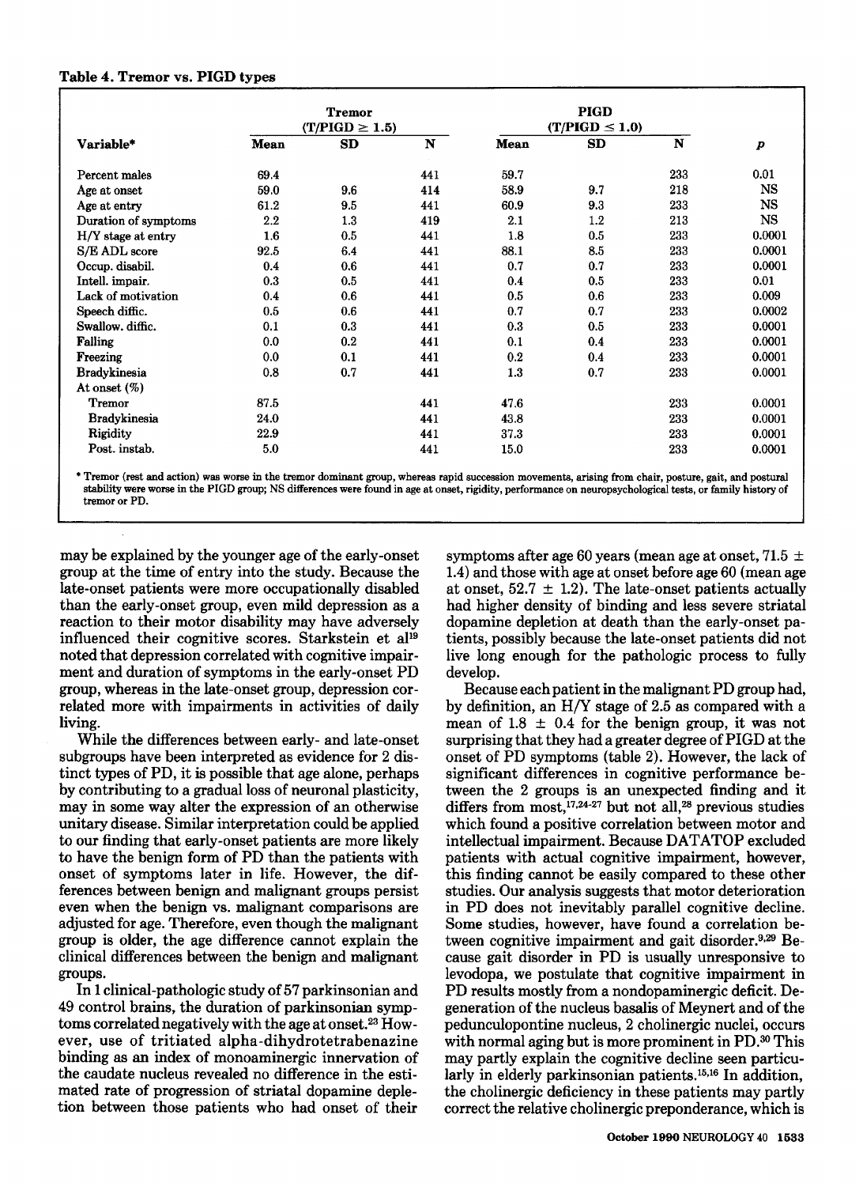**Table 4. Tremor vs. PIGD types**

| Variable* | Tremor ($T/PIGD \geq 1.5$) | | | PIGD ($T/PIGD \leq 1.0$) | | | |
|---|---|---|---|---|---|---|---|
| | Mean | SD | N | Mean | SD | N | p |
| Percent males | 69.4 | | 441 | 59.7 | | 233 | 0.01 |
| Age at onset | 59.0 | 9.6 | 414 | 58.9 | 9.7 | 218 | NS |
| Age at entry | 61.2 | 9.5 | 441 | 60.9 | 9.3 | 233 | NS |
| Duration of symptoms | 2.2 | 1.3 | 419 | 2.1 | 1.2 | 213 | NS |
| H/Y stage at entry | 1.6 | 0.5 | 441 | 1.8 | 0.5 | 233 | 0.0001 |
| S/E ADL score | 92.5 | 6.4 | 441 | 88.1 | 8.5 | 233 | 0.0001 |
| Occup. disabil. | 0.4 | 0.6 | 441 | 0.7 | 0.7 | 233 | 0.0001 |
| Intell. impair. | 0.3 | 0.5 | 441 | 0.4 | 0.5 | 233 | 0.01 |
| Lack of motivation | 0.4 | 0.6 | 441 | 0.5 | 0.6 | 233 | 0.009 |
| Speech diffic. | 0.5 | 0.6 | 441 | 0.7 | 0.7 | 233 | 0.0002 |
| Swallow. diffic. | 0.1 | 0.3 | 441 | 0.3 | 0.5 | 233 | 0.0001 |
| Falling | 0.0 | 0.2 | 441 | 0.1 | 0.4 | 233 | 0.0001 |
| Freezing | 0.0 | 0.1 | 441 | 0.2 | 0.4 | 233 | 0.0001 |
| Bradykinesia | 0.8 | 0.7 | 441 | 1.3 | 0.7 | 233 | 0.0001 |
| At onset (%) | | | | | | | |
| Tremor | 87.5 | | 441 | 47.6 | | 233 | 0.0001 |
| Bradykinesia | 24.0 | | 441 | 43.8 | | 233 | 0.0001 |
| Rigidity | 22.9 | | 441 | 37.3 | | 233 | 0.0001 |
| Post. instab. | 5.0 | | 441 | 15.0 | | 233 | 0.0001 |

\* Tremor (rest and action) was worse in the tremor dominant group, whereas rapid succession movements, arising from chair, posture, gait, and postural stability were worse in the PIGD group; NS differences were found in age at onset, rigidity, performance on neuropsychological tests, or family history of tremor or PD.

may be explained by the younger age of the early-onset group at the time of entry into the study. Because the late-onset patients were more occupationally disabled than the early-onset group, even mild depression as a reaction to their motor disability may have adversely influenced their cognitive scores. Starkstein et al[19] noted that depression correlated with cognitive impairment and duration of symptoms in the early-onset PD group, whereas in the late-onset group, depression correlated more with impairments in activities of daily living.

While the differences between early- and late-onset subgroups have been interpreted as evidence for 2 distinct types of PD, it is possible that age alone, perhaps by contributing to a gradual loss of neuronal plasticity, may in some way alter the expression of an otherwise unitary disease. Similar interpretation could be applied to our finding that early-onset patients are more likely to have the benign form of PD than the patients with onset of symptoms later in life. However, the differences between benign and malignant groups persist even when the benign vs. malignant comparisons are adjusted for age. Therefore, even though the malignant group is older, the age difference cannot explain the clinical differences between the benign and malignant groups.

In 1 clinical-pathologic study of 57 parkinsonian and 49 control brains, the duration of parkinsonian symptoms correlated negatively with the age at onset.[23] However, use of tritiated alpha-dihydrotetrabenazine binding as an index of monoaminergic innervation of the caudate nucleus revealed no difference in the estimated rate of progression of striatal dopamine depletion between those patients who had onset of their symptoms after age 60 years (mean age at onset, $71.5 \pm 1.4$) and those with age at onset before age 60 (mean age at onset, $52.7 \pm 1.2$). The late-onset patients actually had higher density of binding and less severe striatal dopamine depletion at death than the early-onset patients, possibly because the late-onset patients did not live long enough for the pathologic process to fully develop.

Because each patient in the malignant PD group had, by definition, an H/Y stage of 2.5 as compared with a mean of $1.8 \pm 0.4$ for the benign group, it was not surprising that they had a greater degree of PIGD at the onset of PD symptoms (table 2). However, the lack of significant differences in cognitive performance between the 2 groups is an unexpected finding and it differs from most,[17,24-27] but not all,[28] previous studies which found a positive correlation between motor and intellectual impairment. Because DATATOP excluded patients with actual cognitive impairment, however, this finding cannot be easily compared to these other studies. Our analysis suggests that motor deterioration in PD does not inevitably parallel cognitive decline. Some studies, however, have found a correlation between cognitive impairment and gait disorder.[9,29] Because gait disorder in PD is usually unresponsive to levodopa, we postulate that cognitive impairment in PD results mostly from a nondopaminergic deficit. Degeneration of the nucleus basalis of Meynert and of the pedunculopontine nucleus, 2 cholinergic nuclei, occurs with normal aging but is more prominent in PD.[30] This may partly explain the cognitive decline seen particularly in elderly parkinsonian patients.[15,16] In addition, the cholinergic deficiency in these patients may partly correct the relative cholinergic preponderance, which is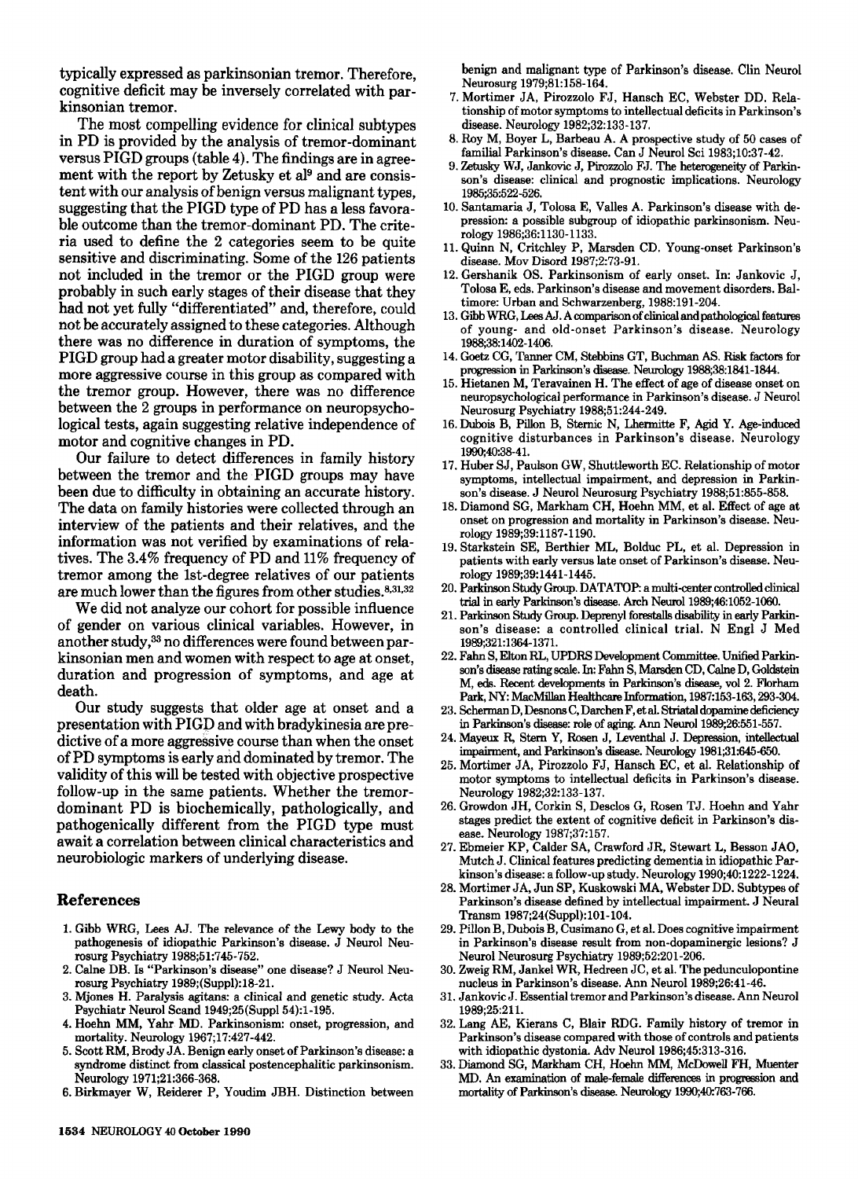typically expressed as parkinsonian tremor. Therefore, cognitive deficit may be inversely correlated with parkinsonian tremor.

The most compelling evidence for clinical subtypes in PD is provided by the analysis of tremor-dominant versus PIGD groups (table 4). The findings are in agreement with the report by Zetusky et al[9] and are consistent with our analysis of benign versus malignant types, suggesting that the PIGD type of PD has a less favorable outcome than the tremor-dominant PD. The criteria used to define the 2 categories seem to be quite sensitive and discriminating. Some of the 126 patients not included in the tremor or the PIGD group were probably in such early stages of their disease that they had not yet fully "differentiated" and, therefore, could not be accurately assigned to these categories. Although there was no difference in duration of symptoms, the PIGD group had a greater motor disability, suggesting a more aggressive course in this group as compared with the tremor group. However, there was no difference between the 2 groups in performance on neuropsychological tests, again suggesting relative independence of motor and cognitive changes in PD.

Our failure to detect differences in family history between the tremor and the PIGD groups may have been due to difficulty in obtaining an accurate history. The data on family histories were collected through an interview of the patients and their relatives, and the information was not verified by examinations of relatives. The 3.4% frequency of PD and 11% frequency of tremor among the 1st-degree relatives of our patients are much lower than the figures from other studies.[8,31,32]

We did not analyze our cohort for possible influence of gender on various clinical variables. However, in another study,[33] no differences were found between parkinsonian men and women with respect to age at onset, duration and progression of symptoms, and age at death.

Our study suggests that older age at onset and a presentation with PIGD and with bradykinesia are predictive of a more aggressive course than when the onset of PD symptoms is early and dominated by tremor. The validity of this will be tested with objective prospective follow-up in the same patients. Whether the tremor-dominant PD is biochemically, pathologically, and pathogenically different from the PIGD type must await a correlation between clinical characteristics and neurobiologic markers of underlying disease.

## References

1. Gibb WRG, Lees AJ. The relevance of the Lewy body to the pathogenesis of idiopathic Parkinson's disease. J Neurol Neurosurg Psychiatry 1988;51:745-752.
2. Calne DB. Is "Parkinson's disease" one disease? J Neurol Neurosurg Psychiatry 1989;(Suppl):18-21.
3. Mjones H. Paralysis agitans: a clinical and genetic study. Acta Psychiatr Neurol Scand 1949;25(Suppl 54):1-195.
4. Hoehn MM, Yahr MD. Parkinsonism: onset, progression, and mortality. Neurology 1967;17:427-442.
5. Scott RM, Brody JA. Benign early onset of Parkinson's disease: a syndrome distinct from classical postencephalitic parkinsonism. Neurology 1971;21:366-368.
6. Birkmayer W, Reiderer P, Youdim JBH. Distinction between benign and malignant type of Parkinson's disease. Clin Neurol Neurosurg 1979;81:158-164.
7. Mortimer JA, Pirozzolo FJ, Hansch EC, Webster DD. Relationship of motor symptoms to intellectual deficits in Parkinson's disease. Neurology 1982;32:133-137.
8. Roy M, Boyer L, Barbeau A. A prospective study of 50 cases of familial Parkinson's disease. Can J Neurol Sci 1983;10:37-42.
9. Zetusky WJ, Jankovic J, Pirozzolo FJ. The heterogeneity of Parkinson's disease: clinical and prognostic implications. Neurology 1985;35:522-526.
10. Santamaria J, Tolosa E, Valles A. Parkinson's disease with depression: a possible subgroup of idiopathic parkinsonism. Neurology 1986;36:1130-1133.
11. Quinn N, Critchley P, Marsden CD. Young-onset Parkinson's disease. Mov Disord 1987;2:73-91.
12. Gershanik OS. Parkinsonism of early onset. In: Jankovic J, Tolosa E, eds. Parkinson's disease and movement disorders. Baltimore: Urban and Schwarzenberg, 1988:191-204.
13. Gibb WRG, Lees AJ. A comparison of clinical and pathological features of young- and old-onset Parkinson's disease. Neurology 1988;38:1402-1406.
14. Goetz CG, Tanner CM, Stebbins GT, Buchman AS. Risk factors for progression in Parkinson's disease. Neurology 1988;38:1841-1844.
15. Hietanen M, Teravainen H. The effect of age of disease onset on neuropsychological performance in Parkinson's disease. J Neurol Neurosurg Psychiatry 1988;51:244-249.
16. Dubois B, Pillon B, Sternic N, Lhermitte F, Agid Y. Age-induced cognitive disturbances in Parkinson's disease. Neurology 1990;40:38-41.
17. Huber SJ, Paulson GW, Shuttleworth EC. Relationship of motor symptoms, intellectual impairment, and depression in Parkinson's disease. J Neurol Neurosurg Psychiatry 1988;51:855-858.
18. Diamond SG, Markham CH, Hoehn MM, et al. Effect of age at onset on progression and mortality in Parkinson's disease. Neurology 1989;39:1187-1190.
19. Starkstein SE, Berthier ML, Bolduc PL, et al. Depression in patients with early versus late onset of Parkinson's disease. Neurology 1989;39:1441-1445.
20. Parkinson Study Group. DATATOP: a multi-center controlled clinical trial in early Parkinson's disease. Arch Neurol 1989;46:1052-1060.
21. Parkinson Study Group. Deprenyl forestalls disability in early Parkinson's disease: a controlled clinical trial. N Engl J Med 1989;321:1364-1371.
22. Fahn S, Elton RL, UPDRS Development Committee. Unified Parkinson's disease rating scale. In: Fahn S, Marsden CD, Calne D, Goldstein M, eds. Recent developments in Parkinson's disease, vol 2. Florham Park, NY: MacMillan Healthcare Information, 1987:153-163, 293-304.
23. Scherman D, Desnons C, Darchen F, et al. Striatal dopamine deficiency in Parkinson's disease: role of aging. Ann Neurol 1989;26:551-557.
24. Mayeux R, Stern Y, Rosen J, Leventhal J. Depression, intellectual impairment, and Parkinson's disease. Neurology 1981;31:645-650.
25. Mortimer JA, Pirozzolo FJ, Hansch EC, et al. Relationship of motor symptoms to intellectual deficits in Parkinson's disease. Neurology 1982;32:133-137.
26. Growdon JH, Corkin S, Desclos G, Rosen TJ. Hoehn and Yahr stages predict the extent of cognitive deficit in Parkinson's disease. Neurology 1987;37:157.
27. Ebmeier KP, Calder SA, Crawford JR, Stewart L, Besson JAO, Mutch J. Clinical features predicting dementia in idiopathic Parkinson's disease: a follow-up study. Neurology 1990;40:1222-1224.
28. Mortimer JA, Jun SP, Kuskowski MA, Webster DD. Subtypes of Parkinson's disease defined by intellectual impairment. J Neural Transm 1987;24(Suppl):101-104.
29. Pillon B, Dubois B, Cusimano G, et al. Does cognitive impairment in Parkinson's disease result from non-dopaminergic lesions? J Neurol Neurosurg Psychiatry 1989;52:201-206.
30. Zweig RM, Jankel WR, Hedreen JC, et al. The pedunculopontine nucleus in Parkinson's disease. Ann Neurol 1989;26:41-46.
31. Jankovic J. Essential tremor and Parkinson's disease. Ann Neurol 1989;25:211.
32. Lang AE, Kierans C, Blair RDG. Family history of tremor in Parkinson's disease compared with those of controls and patients with idiopathic dystonia. Adv Neurol 1986;45:313-316.
33. Diamond SG, Markham CH, Hoehn MM, McDowell FH, Muenter MD. An examination of male-female differences in progression and mortality of Parkinson's disease. Neurology 1990;40:763-766.